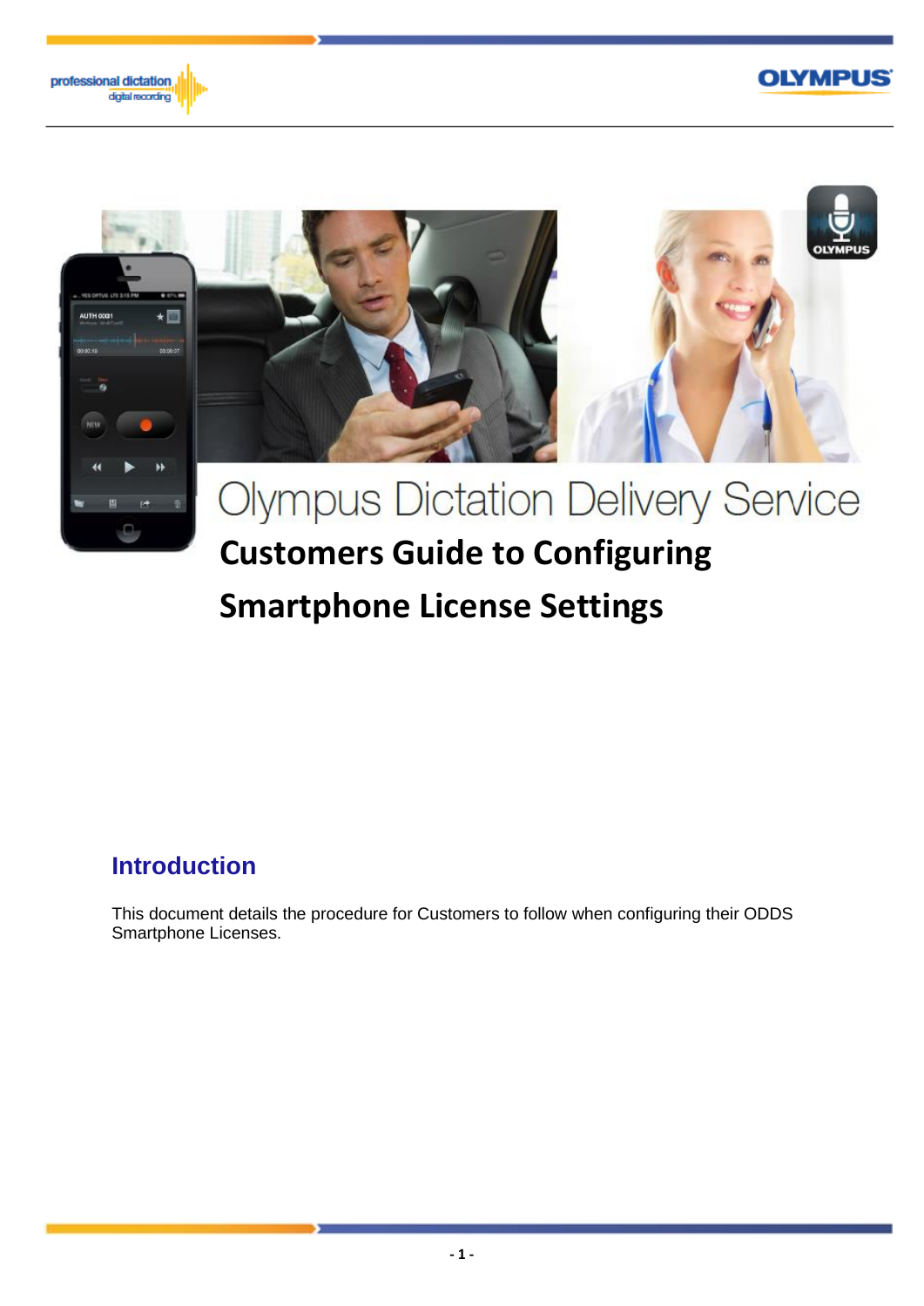# Olympus Dictation Delivery Service

## Customers Guide to Configuring Smartphone License Settings

## Introduction

This document details the procedure for Customers to follow when configuring their ODDS Smartphone Licenses.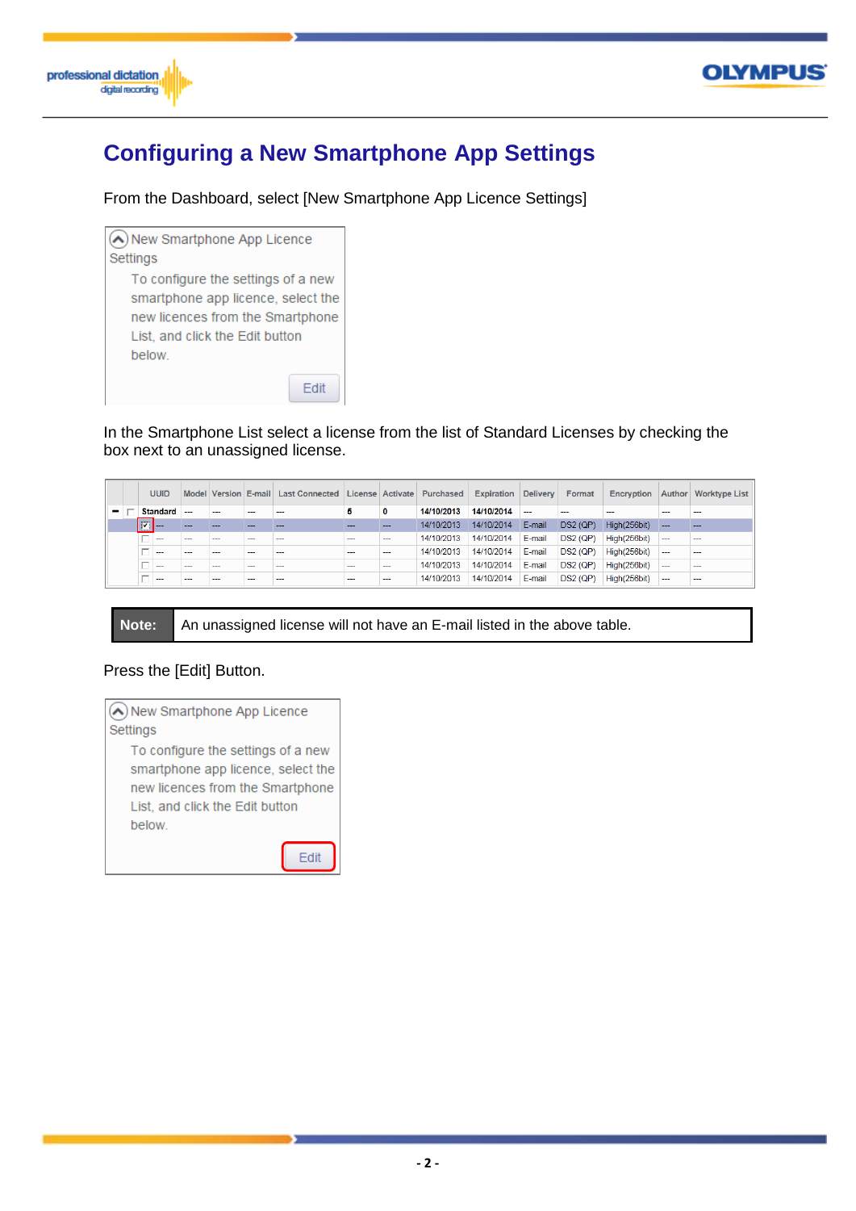# Configuring a New Smartphone App Settings

From the Dashboard, select [New Smartphone App Licence Settings]

New Smartphone App Licence Settings

To configure the settings of a new smartphone app licence, select the new licences from the Smartphone List, and click the Edit button below.

Edit

In the Smartphone List select a license from the list of Standard Licenses by checking the box next to an unassigned license.

| | | UUID | Model | Version | E-mail | Last Connected | License | Activate | Purchased | Expiration | Delivery | Format | Encryption | Author | Worktype List |
|---|---|---|---|---|---|---|---|---|---|---|---|---|---|---|---|
| − | ☐ | Standard | --- | --- | --- | --- | 5 | 0 | 14/10/2013 | 14/10/2014 | --- | --- | --- | --- | --- |
| | | ☑ --- | --- | --- | --- | --- | --- | --- | 14/10/2013 | 14/10/2014 | E-mail | DS2 (QP) | High(256bit) | --- | --- |
| | | ☐ --- | --- | --- | --- | --- | --- | --- | 14/10/2013 | 14/10/2014 | E-mail | DS2 (QP) | High(256bit) | --- | --- |
| | | ☐ --- | --- | --- | --- | --- | --- | --- | 14/10/2013 | 14/10/2014 | E-mail | DS2 (QP) | High(256bit) | --- | --- |
| | | ☐ --- | --- | --- | --- | --- | --- | --- | 14/10/2013 | 14/10/2014 | E-mail | DS2 (QP) | High(256bit) | --- | --- |
| | | ☐ --- | --- | --- | --- | --- | --- | --- | 14/10/2013 | 14/10/2014 | E-mail | DS2 (QP) | High(256bit) | --- | --- |

| **Note:** | An unassigned license will not have an E-mail listed in the above table. |
|---|---|

Press the [Edit] Button.

New Smartphone App Licence Settings

To configure the settings of a new smartphone app licence, select the new licences from the Smartphone List, and click the Edit button below.

Edit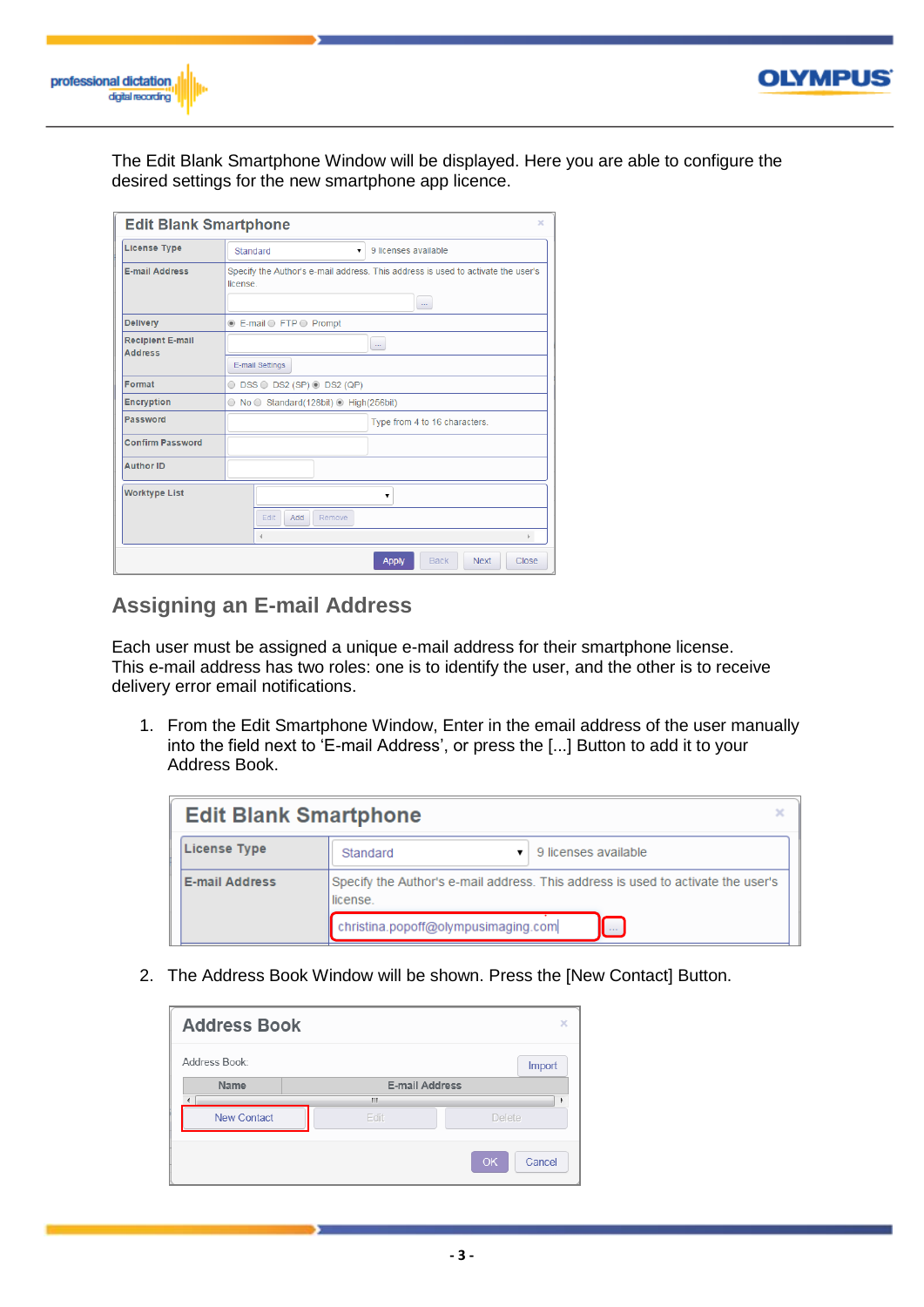The Edit Blank Smartphone Window will be displayed. Here you are able to configure the desired settings for the new smartphone app licence.

## Assigning an E-mail Address

Each user must be assigned a unique e-mail address for their smartphone license. This e-mail address has two roles: one is to identify the user, and the other is to receive delivery error email notifications.

1. From the Edit Smartphone Window, Enter in the email address of the user manually into the field next to 'E-mail Address', or press the [...] Button to add it to your Address Book.

2. The Address Book Window will be shown. Press the [New Contact] Button.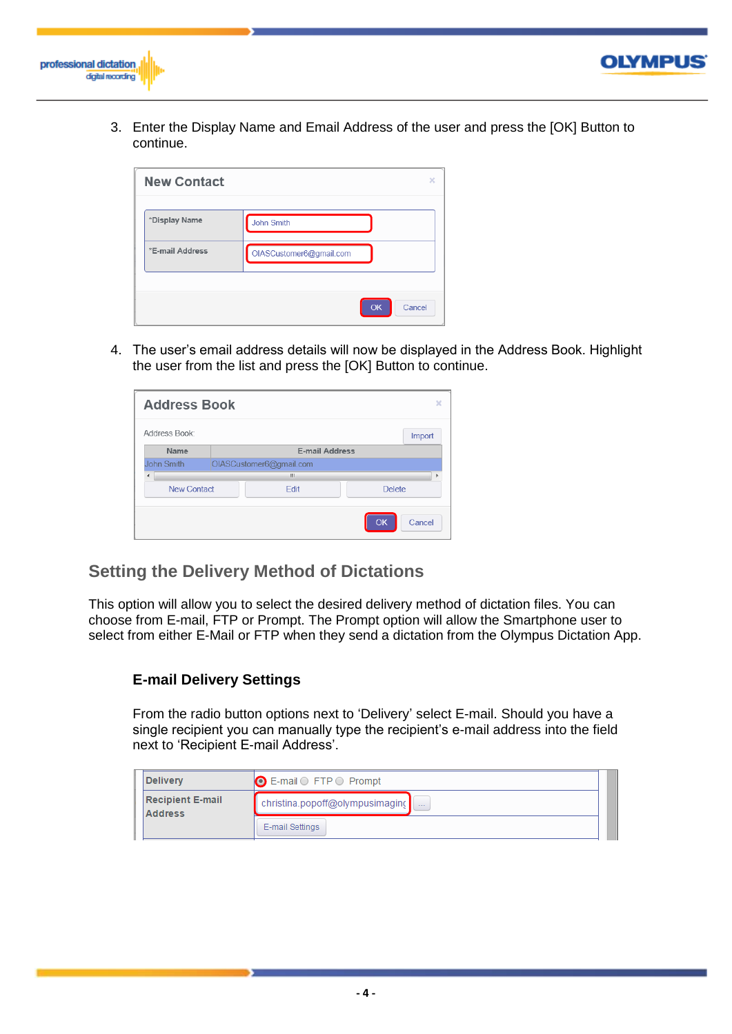3. Enter the Display Name and Email Address of the user and press the [OK] Button to continue.

4. The user's email address details will now be displayed in the Address Book. Highlight the user from the list and press the [OK] Button to continue.

## Setting the Delivery Method of Dictations

This option will allow you to select the desired delivery method of dictation files. You can choose from E-mail, FTP or Prompt. The Prompt option will allow the Smartphone user to select from either E-Mail or FTP when they send a dictation from the Olympus Dictation App.

### E-mail Delivery Settings

From the radio button options next to 'Delivery' select E-mail. Should you have a single recipient you can manually type the recipient's e-mail address into the field next to 'Recipient E-mail Address'.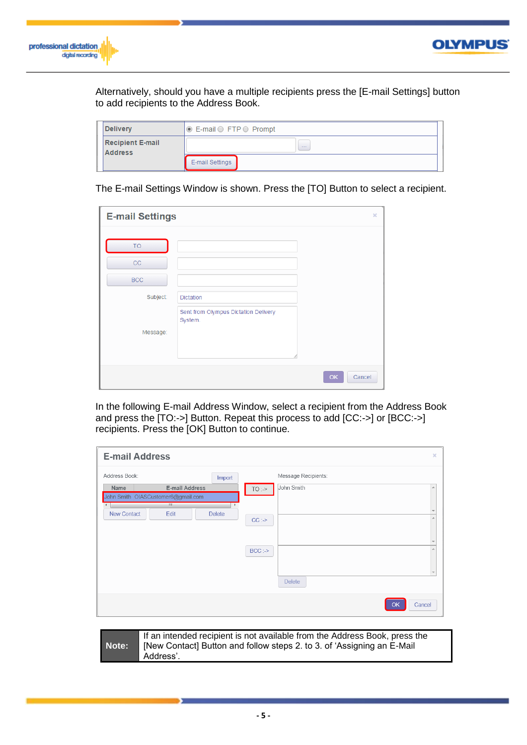Alternatively, should you have a multiple recipients press the [E-mail Settings] button to add recipients to the Address Book.

| Delivery | ◉ E-mail ○ FTP ○ Prompt |
| --- | --- |
| Recipient E-mail Address | ... |
| | E-mail Settings |

The E-mail Settings Window is shown. Press the [TO] Button to select a recipient.

**E-mail Settings**

TO

CC

BCC

Subject: Dictation

Message: Sent from Olympus Dictation Delivery System.

OK Cancel

In the following E-mail Address Window, select a recipient from the Address Book and press the [TO:->] Button. Repeat this process to add [CC:->] or [BCC:->] recipients. Press the [OK] Button to continue.

**E-mail Address**

Address Book: Import

| Name | E-mail Address |
| --- | --- |
| John Smith | OIASCustomer6@gmail.com |

New Contact Edit Delete

TO :-> CC :-> BCC :->

Message Recipients: John Smith

Delete

OK Cancel

| **Note:** | If an intended recipient is not available from the Address Book, press the [New Contact] Button and follow steps 2. to 3. of 'Assigning an E-Mail Address'. |
| --- | --- |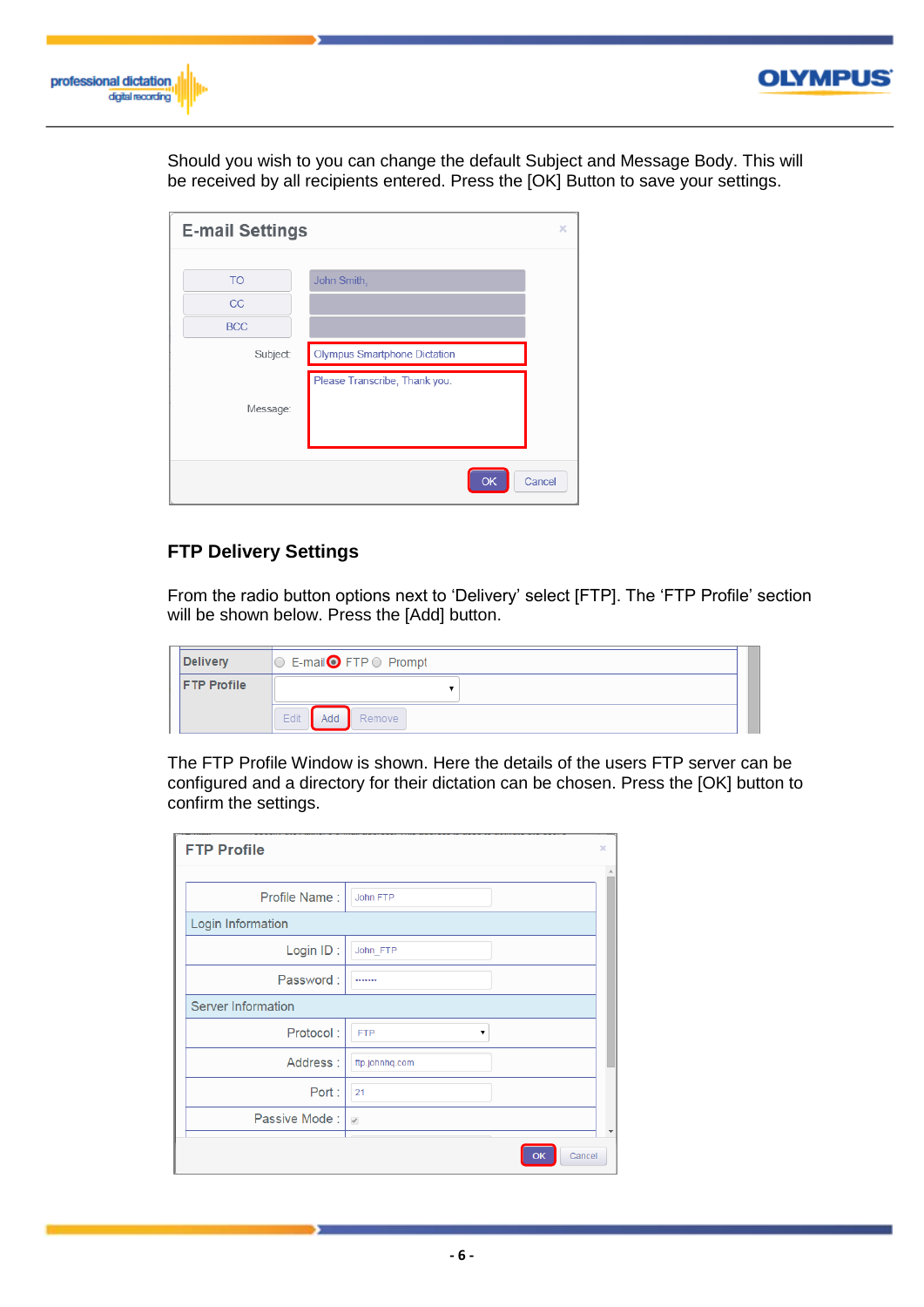Should you wish to you can change the default Subject and Message Body. This will be received by all recipients entered. Press the [OK] Button to save your settings.

## FTP Delivery Settings

From the radio button options next to 'Delivery' select [FTP]. The 'FTP Profile' section will be shown below. Press the [Add] button.

The FTP Profile Window is shown. Here the details of the users FTP server can be configured and a directory for their dictation can be chosen. Press the [OK] button to confirm the settings.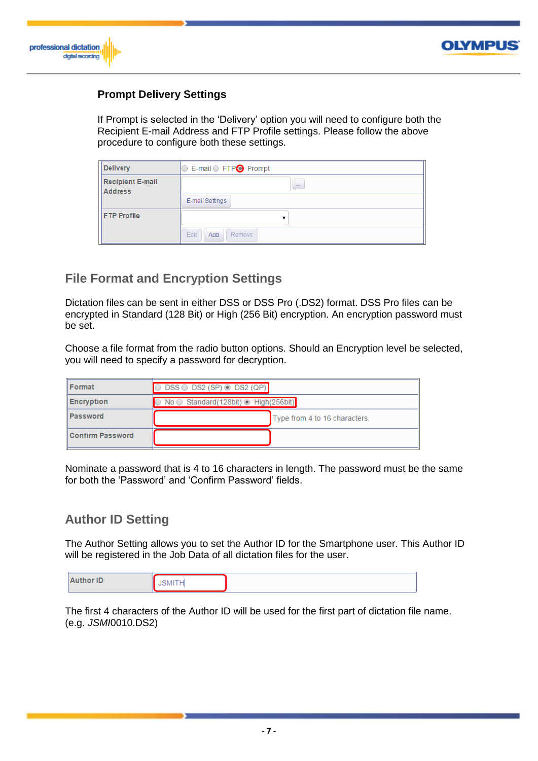### Prompt Delivery Settings

If Prompt is selected in the 'Delivery' option you will need to configure both the Recipient E-mail Address and FTP Profile settings. Please follow the above procedure to configure both these settings.

| | |
|---|---|
| Delivery | E-mail FTP Prompt |
| Recipient E-mail Address | ... |
| | E-mail Settings |
| FTP Profile | |
| | Edit Add Remove |

## File Format and Encryption Settings

Dictation files can be sent in either DSS or DSS Pro (.DS2) format. DSS Pro files can be encrypted in Standard (128 Bit) or High (256 Bit) encryption. An encryption password must be set.

Choose a file format from the radio button options. Should an Encryption level be selected, you will need to specify a password for decryption.

| | |
|---|---|
| Format | DSS DS2 (SP) DS2 (QP) |
| Encryption | No Standard(128bit) High(256bit) |
| Password | Type from 4 to 16 characters. |
| Confirm Password | |

Nominate a password that is 4 to 16 characters in length. The password must be the same for both the 'Password' and 'Confirm Password' fields.

## Author ID Setting

The Author Setting allows you to set the Author ID for the Smartphone user. This Author ID will be registered in the Job Data of all dictation files for the user.

| | |
|---|---|
| Author ID | JSMITH |

The first 4 characters of the Author ID will be used for the first part of dictation file name. (e.g. *JSMI*0010.DS2)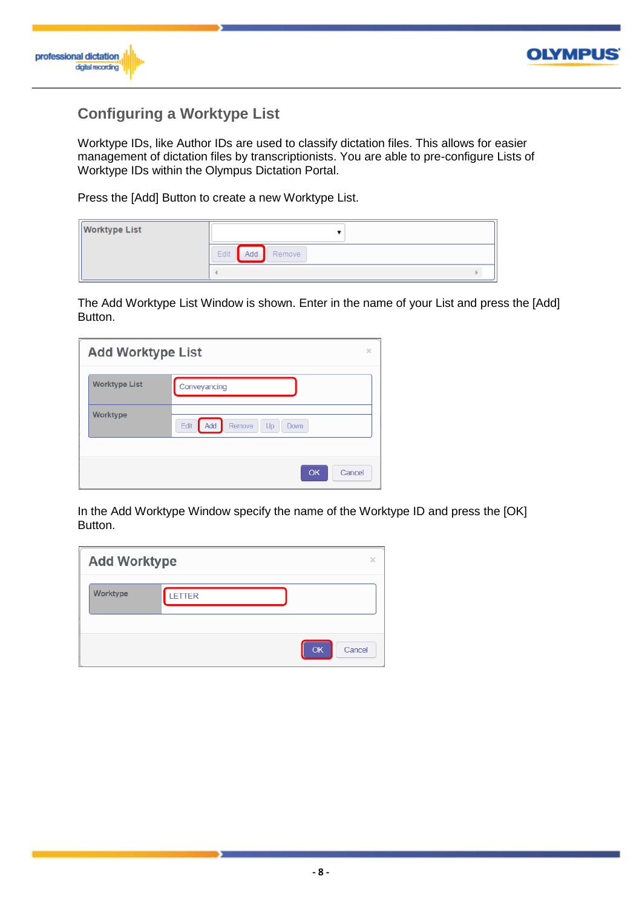## Configuring a Worktype List

Worktype IDs, like Author IDs are used to classify dictation files. This allows for easier management of dictation files by transcriptionists. You are able to pre-configure Lists of Worktype IDs within the Olympus Dictation Portal.

Press the [Add] Button to create a new Worktype List.

The Add Worktype List Window is shown. Enter in the name of your List and press the [Add] Button.

In the Add Worktype Window specify the name of the Worktype ID and press the [OK] Button.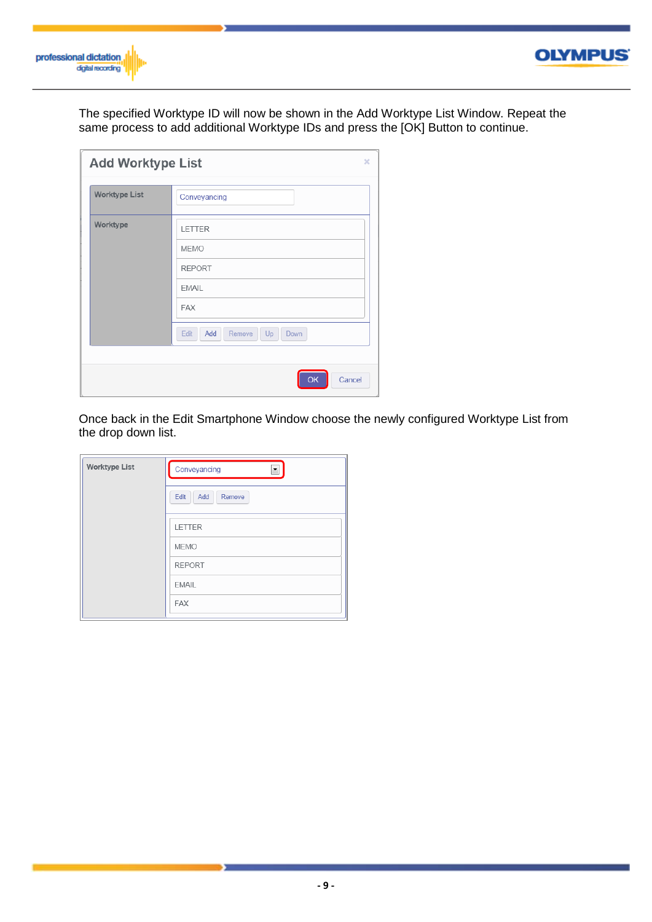The specified Worktype ID will now be shown in the Add Worktype List Window. Repeat the same process to add additional Worktype IDs and press the [OK] Button to continue.

**Add Worktype List**

| Worktype List | Conveyancing |
|---|---|
| Worktype | LETTER |
| | MEMO |
| | REPORT |
| | EMAIL |
| | FAX |
| | Edit Add Remove Up Down |

OK Cancel

Once back in the Edit Smartphone Window choose the newly configured Worktype List from the drop down list.

| Worktype List | Conveyancing |
|---|---|
| | Edit Add Remove |
| | LETTER |
| | MEMO |
| | REPORT |
| | EMAIL |
| | FAX |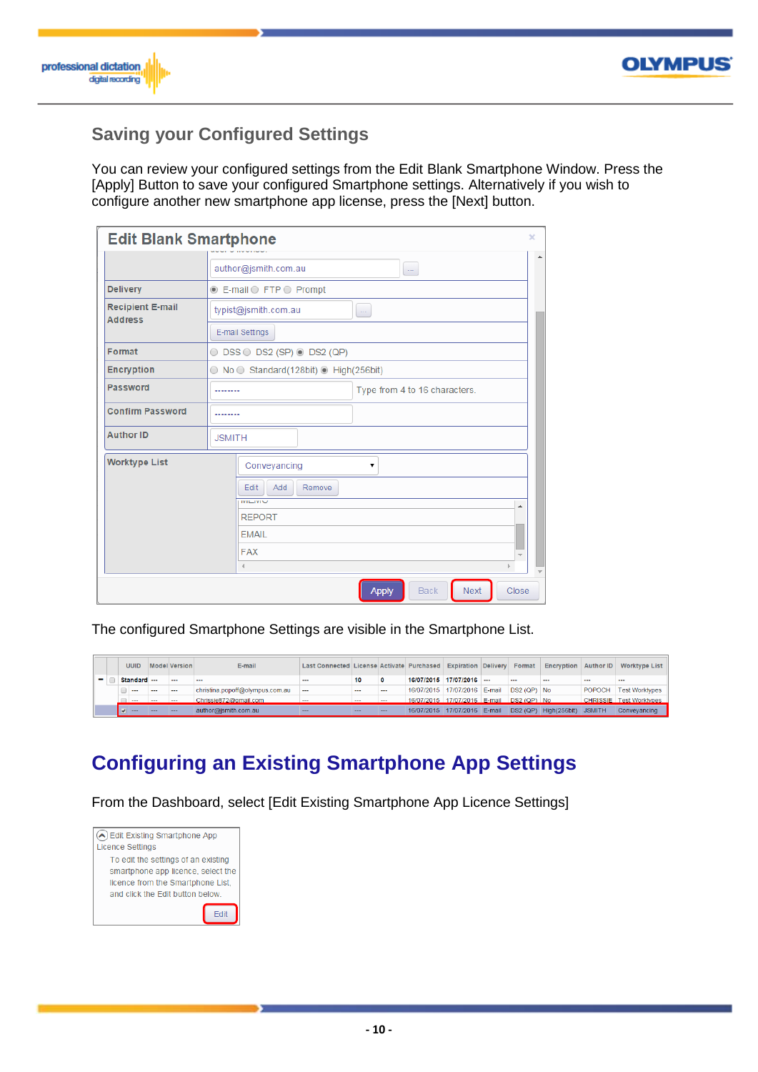## Saving your Configured Settings

You can review your configured settings from the Edit Blank Smartphone Window. Press the [Apply] Button to save your configured Smartphone settings. Alternatively if you wish to configure another new smartphone app license, press the [Next] button.

The configured Smartphone Settings are visible in the Smartphone List.

# Configuring an Existing Smartphone App Settings

From the Dashboard, select [Edit Existing Smartphone App Licence Settings]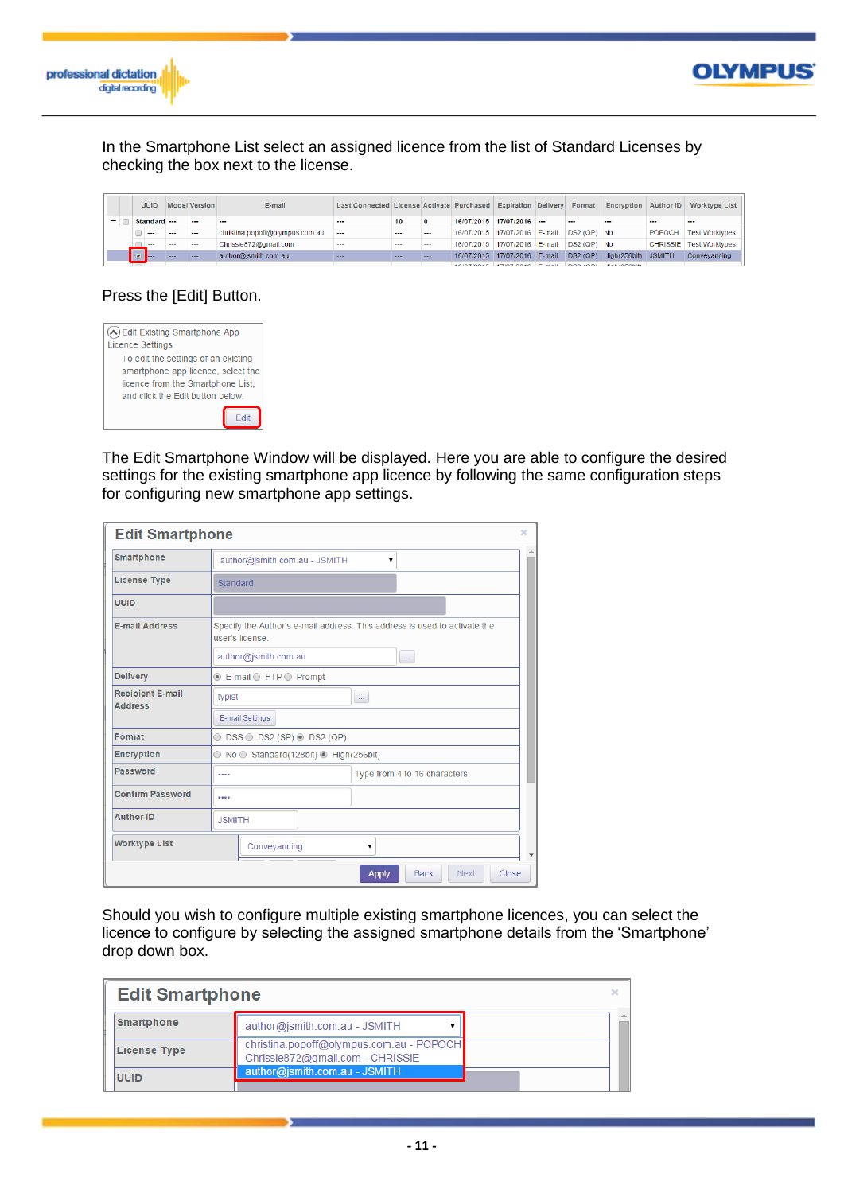In the Smartphone List select an assigned licence from the list of Standard Licenses by checking the box next to the license.

| | UUID | Model | Version | E-mail | Last Connected | License | Activate | Purchased | Expiration | Delivery | Format | Encryption | Author ID | Worktype List |
|---|---|---|---|---|---|---|---|---|---|---|---|---|---|---|
| Standard | --- | | --- | --- | --- | 10 | 0 | 16/07/2015 | 17/07/2016 | --- | --- | --- | --- | --- |
| | --- | --- | --- | christina.popoff@olympus.com.au | --- | --- | --- | 16/07/2015 | 17/07/2016 | E-mail | DS2 (QP) | No | POPOCH | Test Worktypes |
| | --- | --- | --- | Chrissie872@gmail.com | --- | --- | --- | 16/07/2015 | 17/07/2016 | E-mail | DS2 (QP) | No | CHRISSIE | Test Worktypes |
| ✔ | --- | --- | --- | author@jsmith.com.au | --- | --- | --- | 16/07/2015 | 17/07/2016 | E-mail | DS2 (QP) | High(256bit) | JSMITH | Conveyancing |

Press the [Edit] Button.

Edit Existing Smartphone App Licence Settings

To edit the settings of an existing smartphone app licence, select the licence from the Smartphone List, and click the Edit button below.

Edit

The Edit Smartphone Window will be displayed. Here you are able to configure the desired settings for the existing smartphone app licence by following the same configuration steps for configuring new smartphone app settings.

**Edit Smartphone**

| | |
|---|---|
| Smartphone | author@jsmith.com.au - JSMITH |
| License Type | Standard |
| UUID | |
| E-mail Address | Specify the Author's e-mail address. This address is used to activate the user's license. author@jsmith.com.au |
| Delivery | ◉ E-mail ○ FTP ○ Prompt |
| Recipient E-mail Address | typist; E-mail Settings |
| Format | ○ DSS ○ DS2 (SP) ◉ DS2 (QP) |
| Encryption | ○ No ○ Standard(128bit) ◉ High(256bit) |
| Password | •••• Type from 4 to 16 characters. |
| Confirm Password | •••• |
| Author ID | JSMITH |
| Worktype List | Conveyancing |

Apply | Back | Next | Close

Should you wish to configure multiple existing smartphone licences, you can select the licence to configure by selecting the assigned smartphone details from the 'Smartphone' drop down box.

**Edit Smartphone**

| | |
|---|---|
| Smartphone | author@jsmith.com.au - JSMITH (christina.popoff@olympus.com.au - POPOCH; Chrissie872@gmail.com - CHRISSIE; author@jsmith.com.au - JSMITH) |
| License Type | |
| UUID | |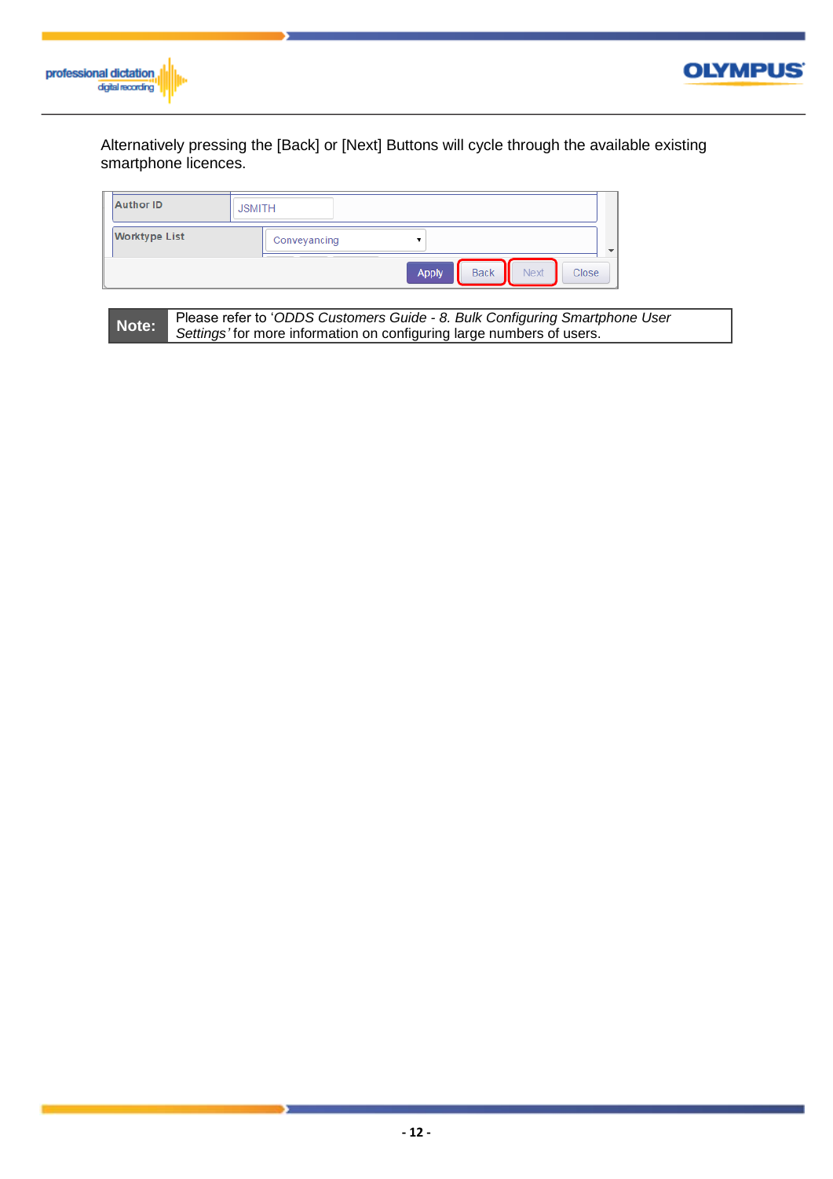Alternatively pressing the [Back] or [Next] Buttons will cycle through the available existing smartphone licences.

Author ID JSMITH

Worktype List Conveyancing

Apply Back Next Close

| | |
|---|---|
| **Note:** | Please refer to '*ODDS Customers Guide - 8. Bulk Configuring Smartphone User Settings'* for more information on configuring large numbers of users. |